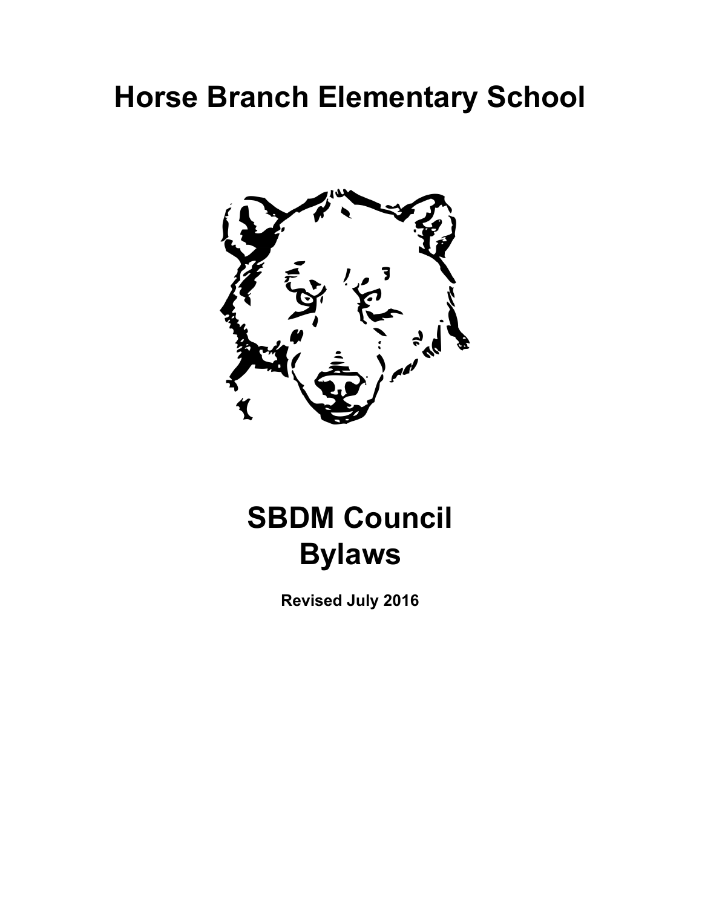# Horse Branch Elementary School

# SBDM Council Bylaws

**Revised July 2016**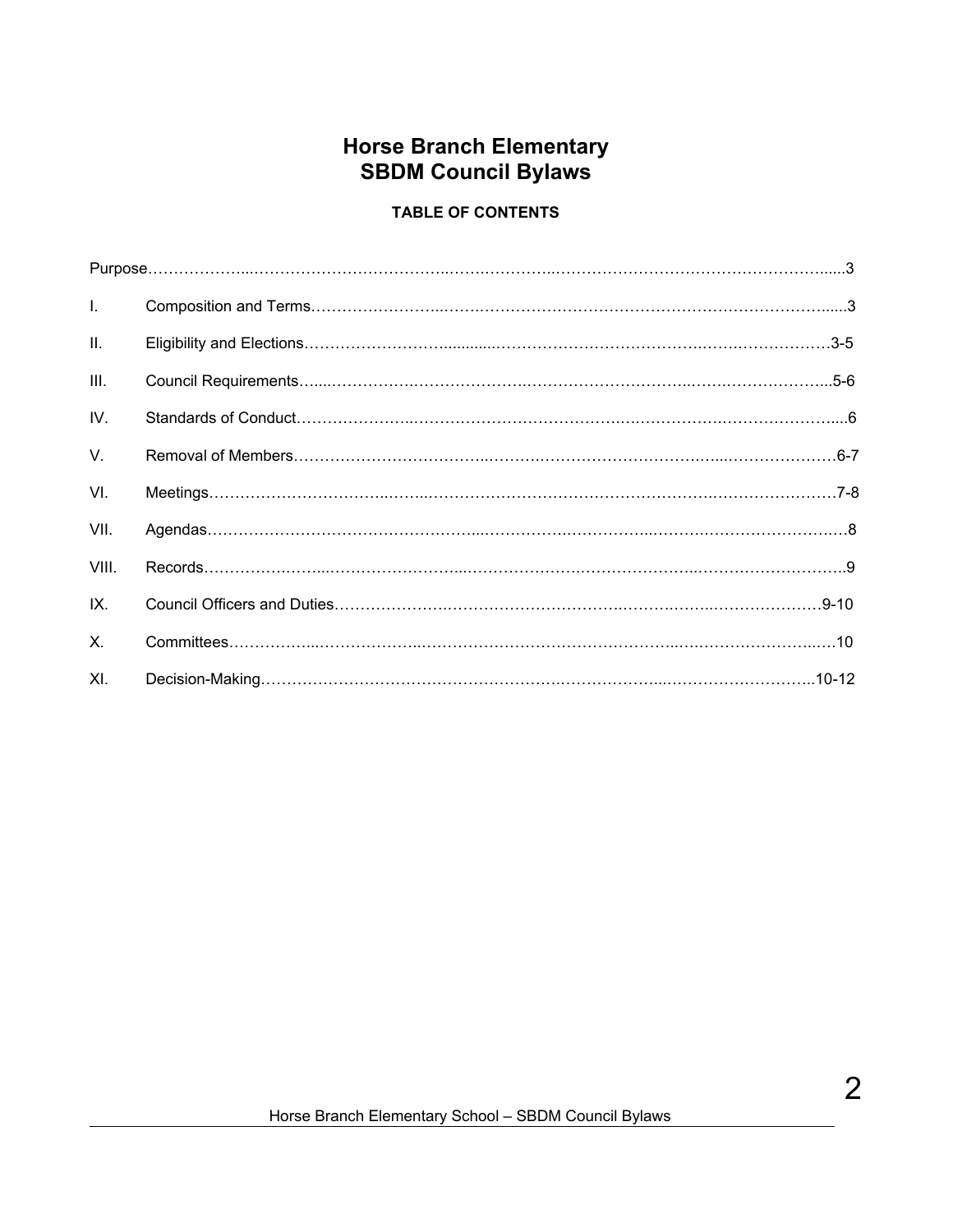# Horse Branch Elementary
# SBDM Council Bylaws

**TABLE OF CONTENTS**

| | | |
|---|---|---|
| Purpose | | 3 |
| I. | Composition and Terms | 3 |
| II. | Eligibility and Elections | 3-5 |
| III. | Council Requirements | 5-6 |
| IV. | Standards of Conduct | 6 |
| V. | Removal of Members | 6-7 |
| VI. | Meetings | 7-8 |
| VII. | Agendas | 8 |
| VIII. | Records | 9 |
| IX. | Council Officers and Duties | 9-10 |
| X. | Committees | 10 |
| XI. | Decision-Making | 10-12 |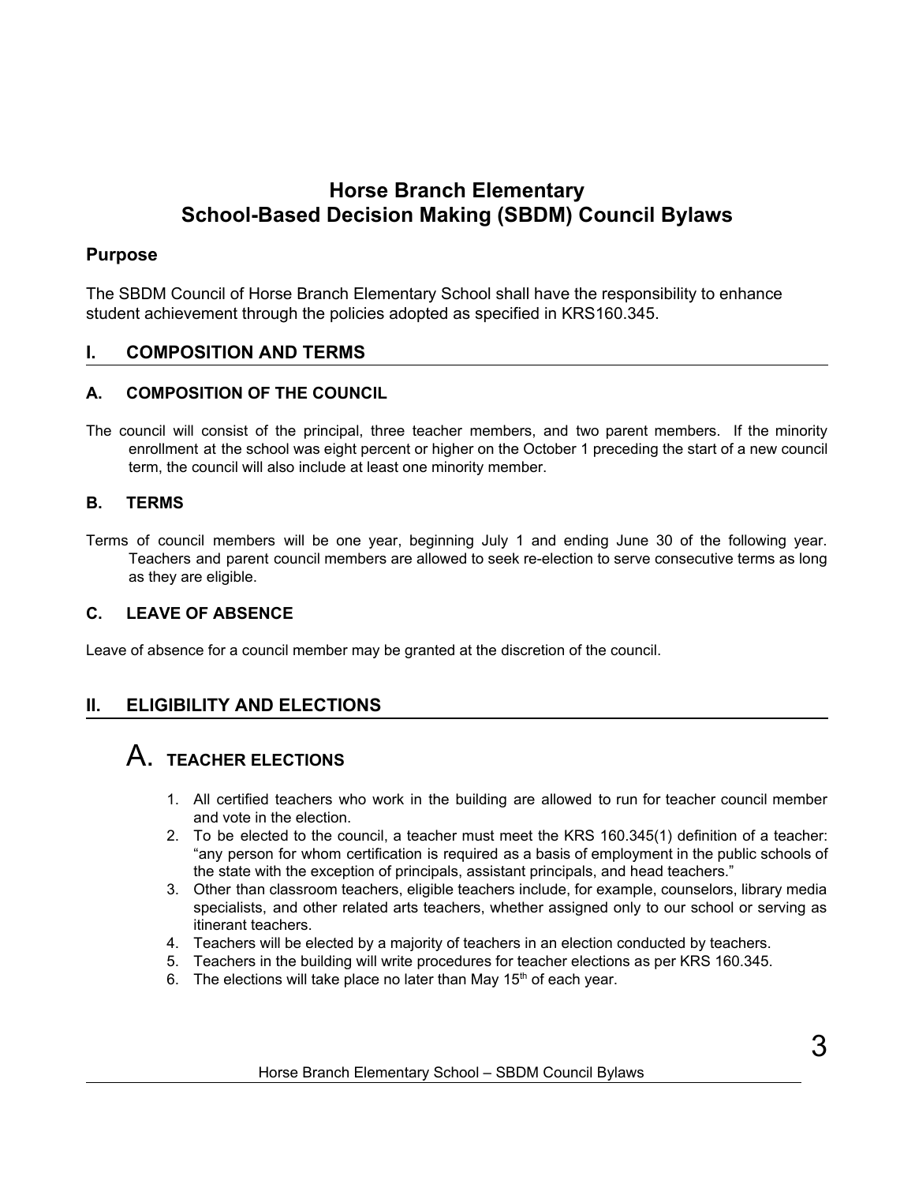# Horse Branch Elementary
# School-Based Decision Making (SBDM) Council Bylaws

## Purpose

The SBDM Council of Horse Branch Elementary School shall have the responsibility to enhance student achievement through the policies adopted as specified in KRS160.345.

## I. COMPOSITION AND TERMS

### A. COMPOSITION OF THE COUNCIL

The council will consist of the principal, three teacher members, and two parent members. If the minority enrollment at the school was eight percent or higher on the October 1 preceding the start of a new council term, the council will also include at least one minority member.

### B. TERMS

Terms of council members will be one year, beginning July 1 and ending June 30 of the following year. Teachers and parent council members are allowed to seek re-election to serve consecutive terms as long as they are eligible.

### C. LEAVE OF ABSENCE

Leave of absence for a council member may be granted at the discretion of the council.

## II. ELIGIBILITY AND ELECTIONS

### A. TEACHER ELECTIONS

1. All certified teachers who work in the building are allowed to run for teacher council member and vote in the election.
2. To be elected to the council, a teacher must meet the KRS 160.345(1) definition of a teacher: "any person for whom certification is required as a basis of employment in the public schools of the state with the exception of principals, assistant principals, and head teachers."
3. Other than classroom teachers, eligible teachers include, for example, counselors, library media specialists, and other related arts teachers, whether assigned only to our school or serving as itinerant teachers.
4. Teachers will be elected by a majority of teachers in an election conducted by teachers.
5. Teachers in the building will write procedures for teacher elections as per KRS 160.345.
6. The elections will take place no later than May 15th of each year.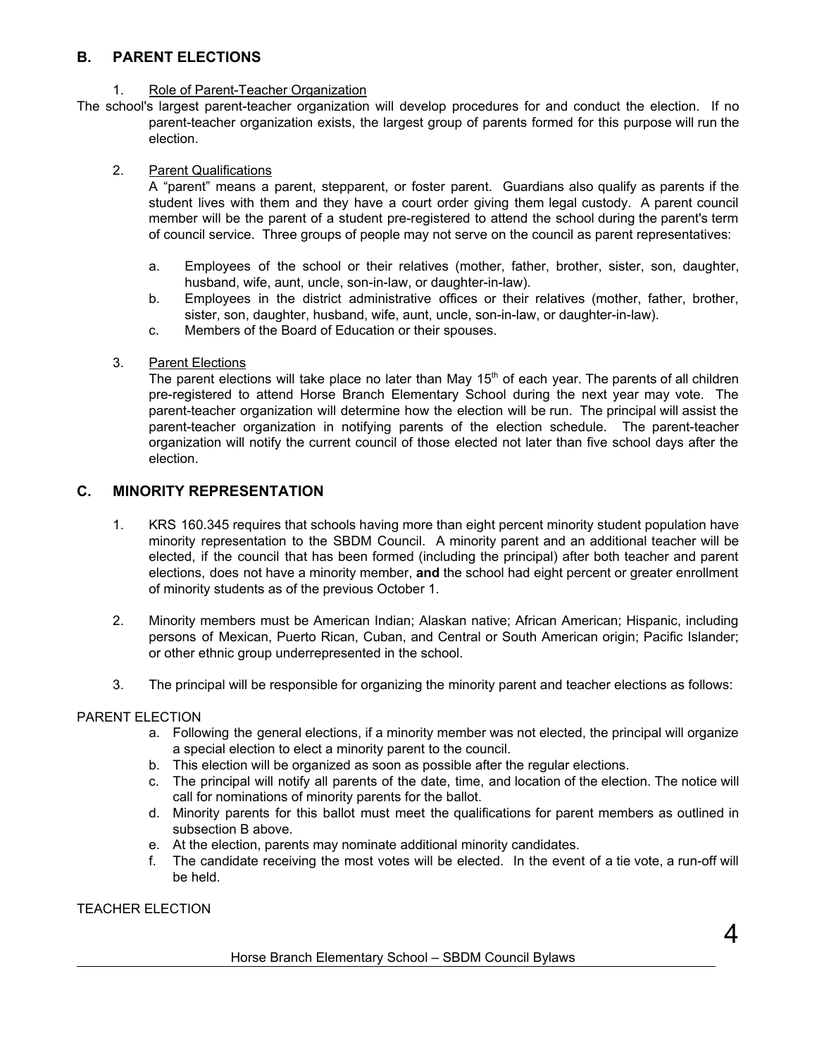## B. PARENT ELECTIONS

1. Role of Parent-Teacher Organization

The school's largest parent-teacher organization will develop procedures for and conduct the election. If no parent-teacher organization exists, the largest group of parents formed for this purpose will run the election.

2. Parent Qualifications

A "parent" means a parent, stepparent, or foster parent. Guardians also qualify as parents if the student lives with them and they have a court order giving them legal custody. A parent council member will be the parent of a student pre-registered to attend the school during the parent's term of council service. Three groups of people may not serve on the council as parent representatives:

   a. Employees of the school or their relatives (mother, father, brother, sister, son, daughter, husband, wife, aunt, uncle, son-in-law, or daughter-in-law).
   b. Employees in the district administrative offices or their relatives (mother, father, brother, sister, son, daughter, husband, wife, aunt, uncle, son-in-law, or daughter-in-law).
   c. Members of the Board of Education or their spouses.

3. Parent Elections

The parent elections will take place no later than May 15th of each year. The parents of all children pre-registered to attend Horse Branch Elementary School during the next year may vote. The parent-teacher organization will determine how the election will be run. The principal will assist the parent-teacher organization in notifying parents of the election schedule. The parent-teacher organization will notify the current council of those elected not later than five school days after the election.

## C. MINORITY REPRESENTATION

1. KRS 160.345 requires that schools having more than eight percent minority student population have minority representation to the SBDM Council. A minority parent and an additional teacher will be elected, if the council that has been formed (including the principal) after both teacher and parent elections, does not have a minority member, **and** the school had eight percent or greater enrollment of minority students as of the previous October 1.

2. Minority members must be American Indian; Alaskan native; African American; Hispanic, including persons of Mexican, Puerto Rican, Cuban, and Central or South American origin; Pacific Islander; or other ethnic group underrepresented in the school.

3. The principal will be responsible for organizing the minority parent and teacher elections as follows:

PARENT ELECTION

   a. Following the general elections, if a minority member was not elected, the principal will organize a special election to elect a minority parent to the council.
   b. This election will be organized as soon as possible after the regular elections.
   c. The principal will notify all parents of the date, time, and location of the election. The notice will call for nominations of minority parents for the ballot.
   d. Minority parents for this ballot must meet the qualifications for parent members as outlined in subsection B above.
   e. At the election, parents may nominate additional minority candidates.
   f. The candidate receiving the most votes will be elected. In the event of a tie vote, a run-off will be held.

TEACHER ELECTION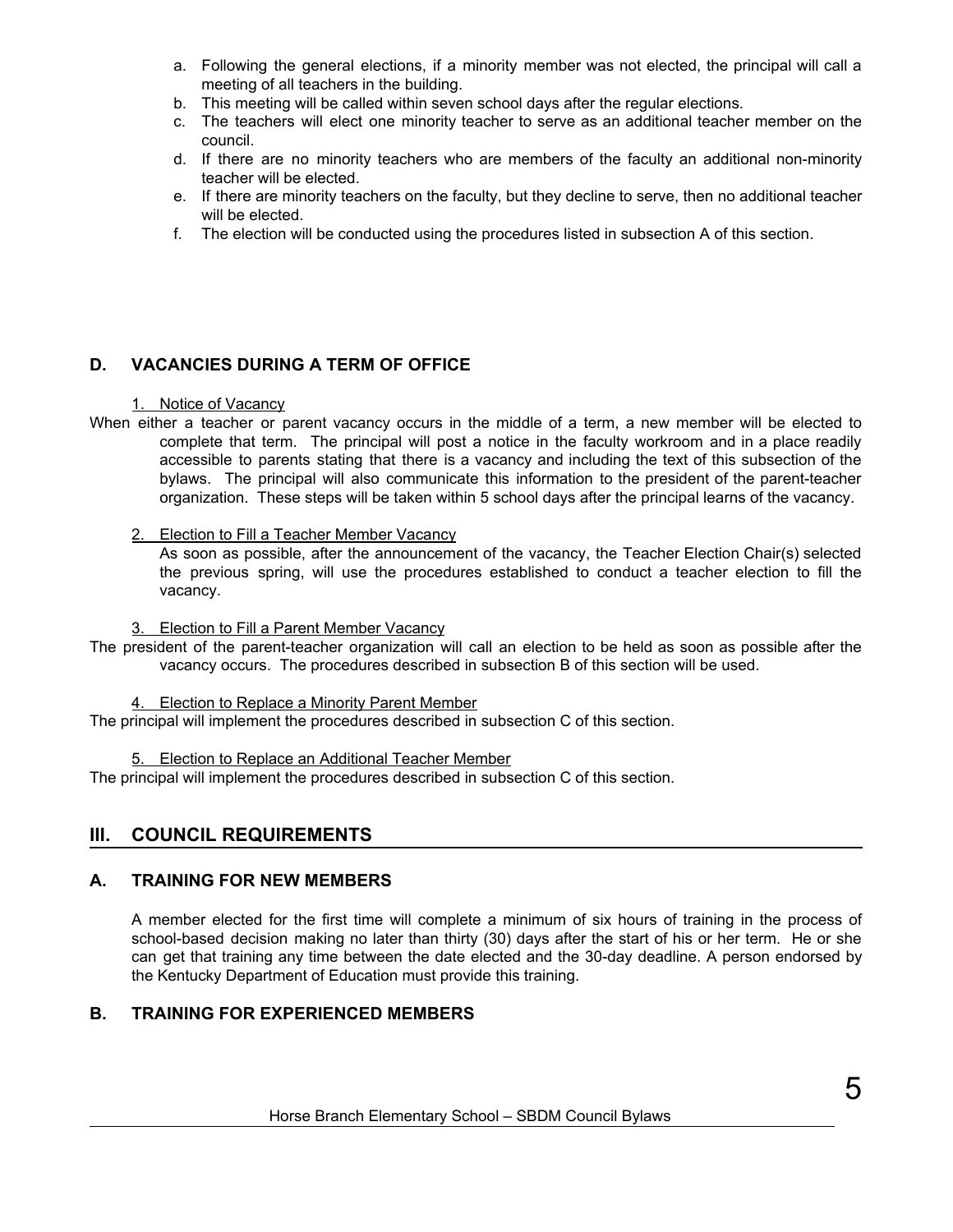a. Following the general elections, if a minority member was not elected, the principal will call a meeting of all teachers in the building.
b. This meeting will be called within seven school days after the regular elections.
c. The teachers will elect one minority teacher to serve as an additional teacher member on the council.
d. If there are no minority teachers who are members of the faculty an additional non-minority teacher will be elected.
e. If there are minority teachers on the faculty, but they decline to serve, then no additional teacher will be elected.
f. The election will be conducted using the procedures listed in subsection A of this section.

### D. VACANCIES DURING A TERM OF OFFICE

1. Notice of Vacancy

When either a teacher or parent vacancy occurs in the middle of a term, a new member will be elected to complete that term. The principal will post a notice in the faculty workroom and in a place readily accessible to parents stating that there is a vacancy and including the text of this subsection of the bylaws. The principal will also communicate this information to the president of the parent-teacher organization. These steps will be taken within 5 school days after the principal learns of the vacancy.

2. Election to Fill a Teacher Member Vacancy

As soon as possible, after the announcement of the vacancy, the Teacher Election Chair(s) selected the previous spring, will use the procedures established to conduct a teacher election to fill the vacancy.

3. Election to Fill a Parent Member Vacancy

The president of the parent-teacher organization will call an election to be held as soon as possible after the vacancy occurs. The procedures described in subsection B of this section will be used.

4. Election to Replace a Minority Parent Member

The principal will implement the procedures described in subsection C of this section.

5. Election to Replace an Additional Teacher Member

The principal will implement the procedures described in subsection C of this section.

## III. COUNCIL REQUIREMENTS

### A. TRAINING FOR NEW MEMBERS

A member elected for the first time will complete a minimum of six hours of training in the process of school-based decision making no later than thirty (30) days after the start of his or her term. He or she can get that training any time between the date elected and the 30-day deadline. A person endorsed by the Kentucky Department of Education must provide this training.

### B. TRAINING FOR EXPERIENCED MEMBERS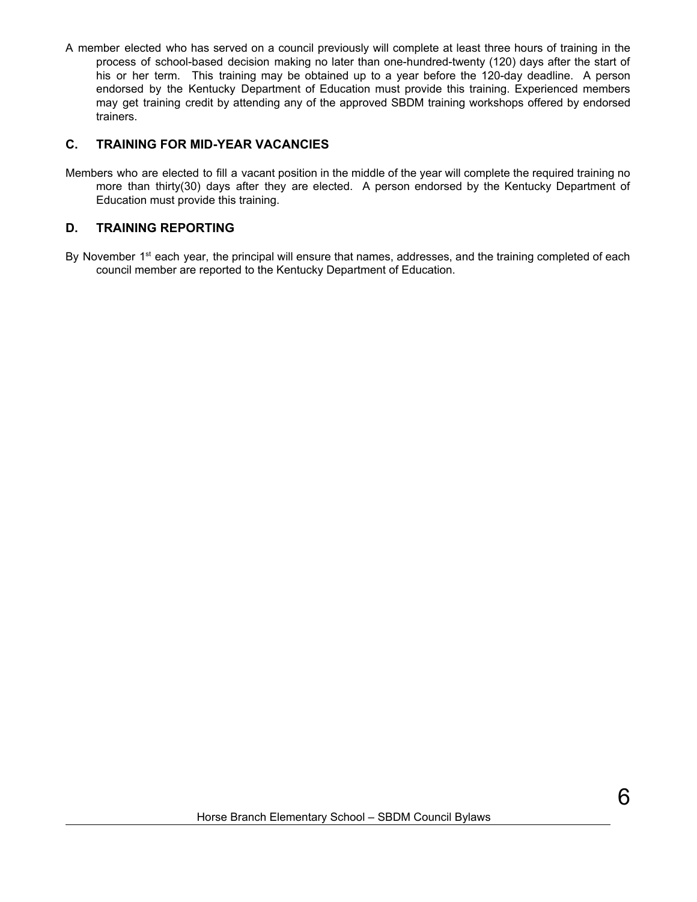A member elected who has served on a council previously will complete at least three hours of training in the process of school-based decision making no later than one-hundred-twenty (120) days after the start of his or her term. This training may be obtained up to a year before the 120-day deadline. A person endorsed by the Kentucky Department of Education must provide this training. Experienced members may get training credit by attending any of the approved SBDM training workshops offered by endorsed trainers.

## C. TRAINING FOR MID-YEAR VACANCIES

Members who are elected to fill a vacant position in the middle of the year will complete the required training no more than thirty(30) days after they are elected. A person endorsed by the Kentucky Department of Education must provide this training.

## D. TRAINING REPORTING

By November 1st each year, the principal will ensure that names, addresses, and the training completed of each council member are reported to the Kentucky Department of Education.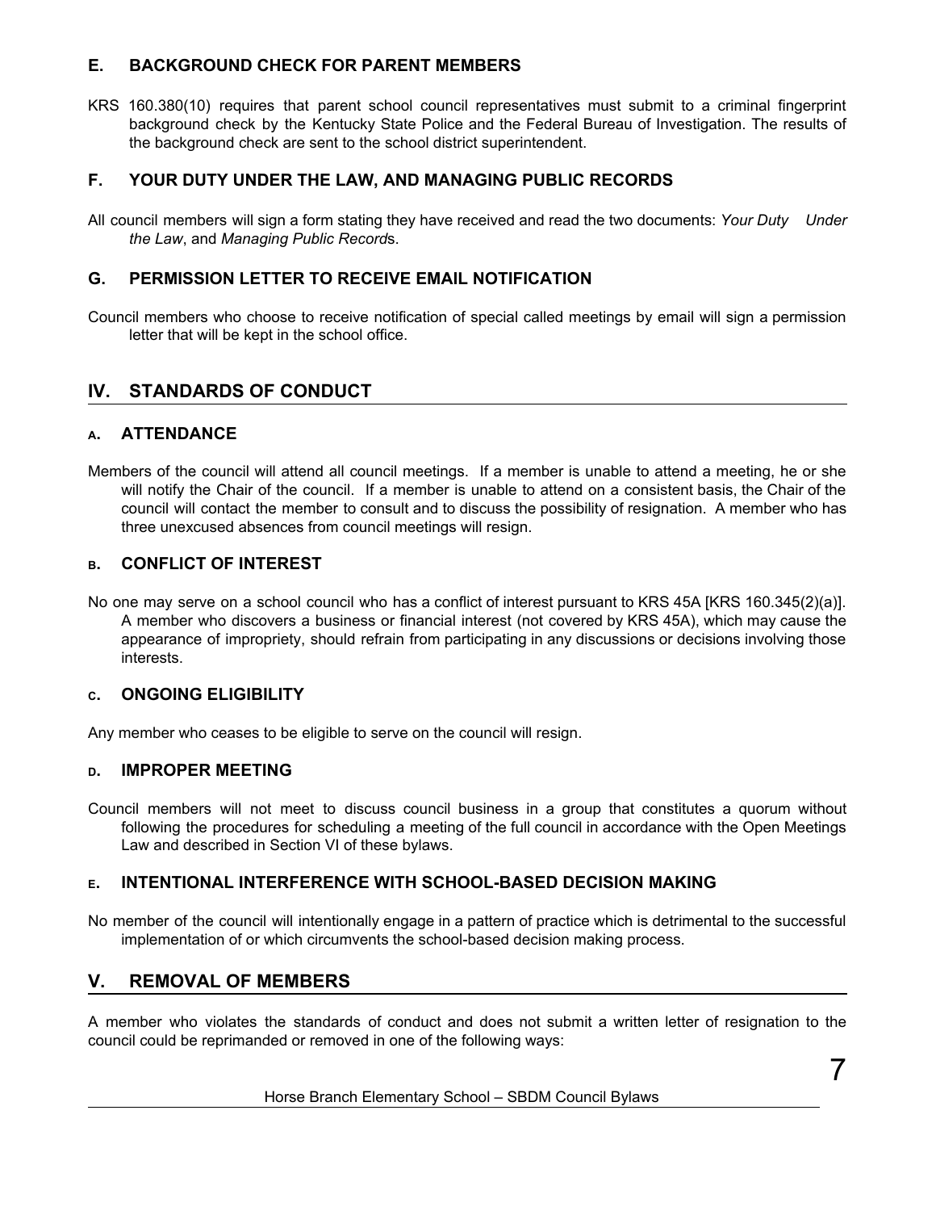### E. BACKGROUND CHECK FOR PARENT MEMBERS

KRS 160.380(10) requires that parent school council representatives must submit to a criminal fingerprint background check by the Kentucky State Police and the Federal Bureau of Investigation. The results of the background check are sent to the school district superintendent.

### F. YOUR DUTY UNDER THE LAW, AND MANAGING PUBLIC RECORDS

All council members will sign a form stating they have received and read the two documents: *Your Duty Under the Law*, and *Managing Public Record*s.

### G. PERMISSION LETTER TO RECEIVE EMAIL NOTIFICATION

Council members who choose to receive notification of special called meetings by email will sign a permission letter that will be kept in the school office.

## IV. STANDARDS OF CONDUCT

### A. ATTENDANCE

Members of the council will attend all council meetings. If a member is unable to attend a meeting, he or she will notify the Chair of the council. If a member is unable to attend on a consistent basis, the Chair of the council will contact the member to consult and to discuss the possibility of resignation. A member who has three unexcused absences from council meetings will resign.

### B. CONFLICT OF INTEREST

No one may serve on a school council who has a conflict of interest pursuant to KRS 45A [KRS 160.345(2)(a)]. A member who discovers a business or financial interest (not covered by KRS 45A), which may cause the appearance of impropriety, should refrain from participating in any discussions or decisions involving those interests.

### C. ONGOING ELIGIBILITY

Any member who ceases to be eligible to serve on the council will resign.

### D. IMPROPER MEETING

Council members will not meet to discuss council business in a group that constitutes a quorum without following the procedures for scheduling a meeting of the full council in accordance with the Open Meetings Law and described in Section VI of these bylaws.

### E. INTENTIONAL INTERFERENCE WITH SCHOOL-BASED DECISION MAKING

No member of the council will intentionally engage in a pattern of practice which is detrimental to the successful implementation of or which circumvents the school-based decision making process.

## V. REMOVAL OF MEMBERS

A member who violates the standards of conduct and does not submit a written letter of resignation to the council could be reprimanded or removed in one of the following ways: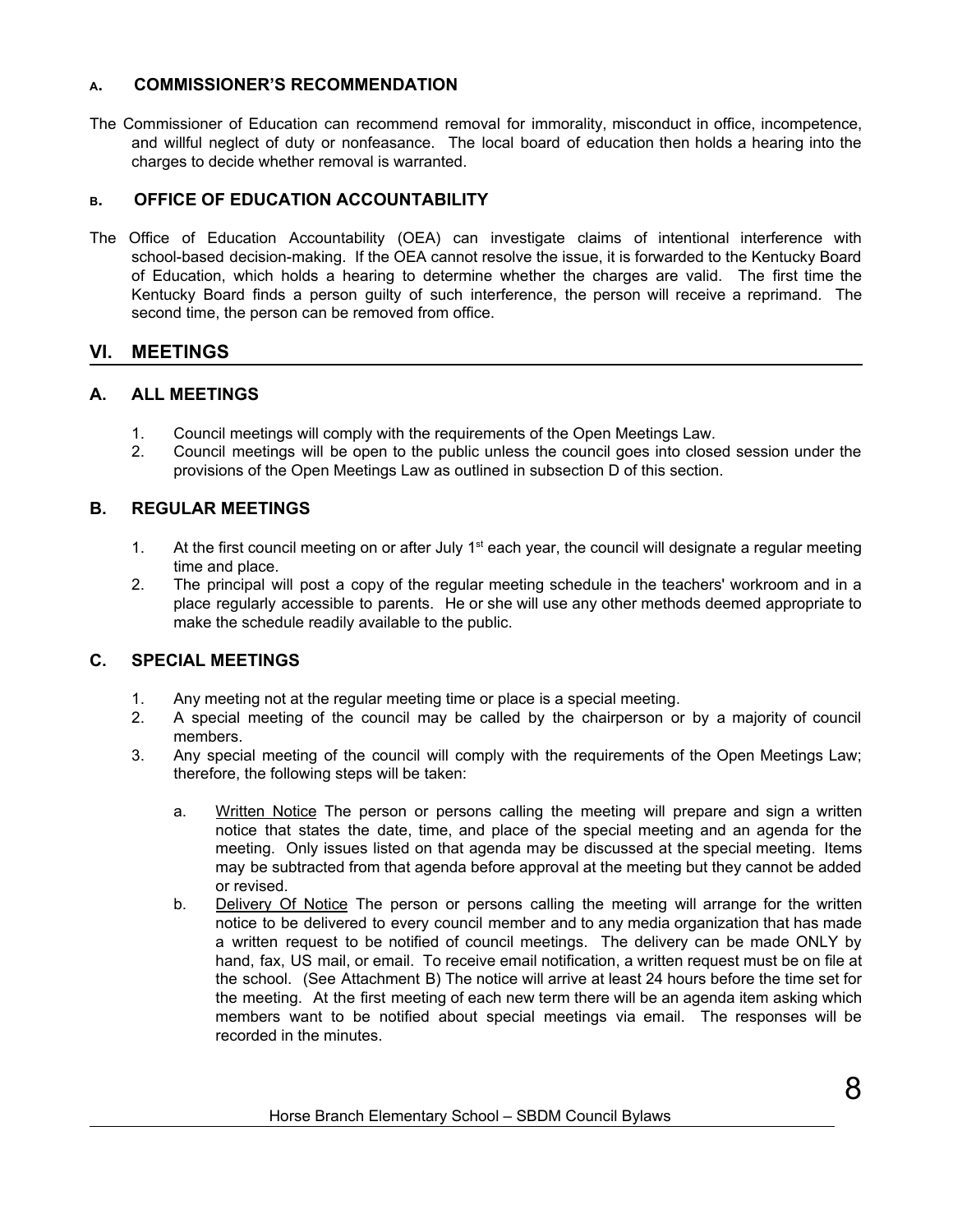### A. COMMISSIONER'S RECOMMENDATION

The Commissioner of Education can recommend removal for immorality, misconduct in office, incompetence, and willful neglect of duty or nonfeasance. The local board of education then holds a hearing into the charges to decide whether removal is warranted.

### B. OFFICE OF EDUCATION ACCOUNTABILITY

The Office of Education Accountability (OEA) can investigate claims of intentional interference with school-based decision-making. If the OEA cannot resolve the issue, it is forwarded to the Kentucky Board of Education, which holds a hearing to determine whether the charges are valid. The first time the Kentucky Board finds a person guilty of such interference, the person will receive a reprimand. The second time, the person can be removed from office.

## VI. MEETINGS

### A. ALL MEETINGS

1. Council meetings will comply with the requirements of the Open Meetings Law.
2. Council meetings will be open to the public unless the council goes into closed session under the provisions of the Open Meetings Law as outlined in subsection D of this section.

### B. REGULAR MEETINGS

1. At the first council meeting on or after July 1st each year, the council will designate a regular meeting time and place.
2. The principal will post a copy of the regular meeting schedule in the teachers' workroom and in a place regularly accessible to parents. He or she will use any other methods deemed appropriate to make the schedule readily available to the public.

### C. SPECIAL MEETINGS

1. Any meeting not at the regular meeting time or place is a special meeting.
2. A special meeting of the council may be called by the chairperson or by a majority of council members.
3. Any special meeting of the council will comply with the requirements of the Open Meetings Law; therefore, the following steps will be taken:

   a. Written Notice The person or persons calling the meeting will prepare and sign a written notice that states the date, time, and place of the special meeting and an agenda for the meeting. Only issues listed on that agenda may be discussed at the special meeting. Items may be subtracted from that agenda before approval at the meeting but they cannot be added or revised.

   b. Delivery Of Notice The person or persons calling the meeting will arrange for the written notice to be delivered to every council member and to any media organization that has made a written request to be notified of council meetings. The delivery can be made ONLY by hand, fax, US mail, or email. To receive email notification, a written request must be on file at the school. (See Attachment B) The notice will arrive at least 24 hours before the time set for the meeting. At the first meeting of each new term there will be an agenda item asking which members want to be notified about special meetings via email. The responses will be recorded in the minutes.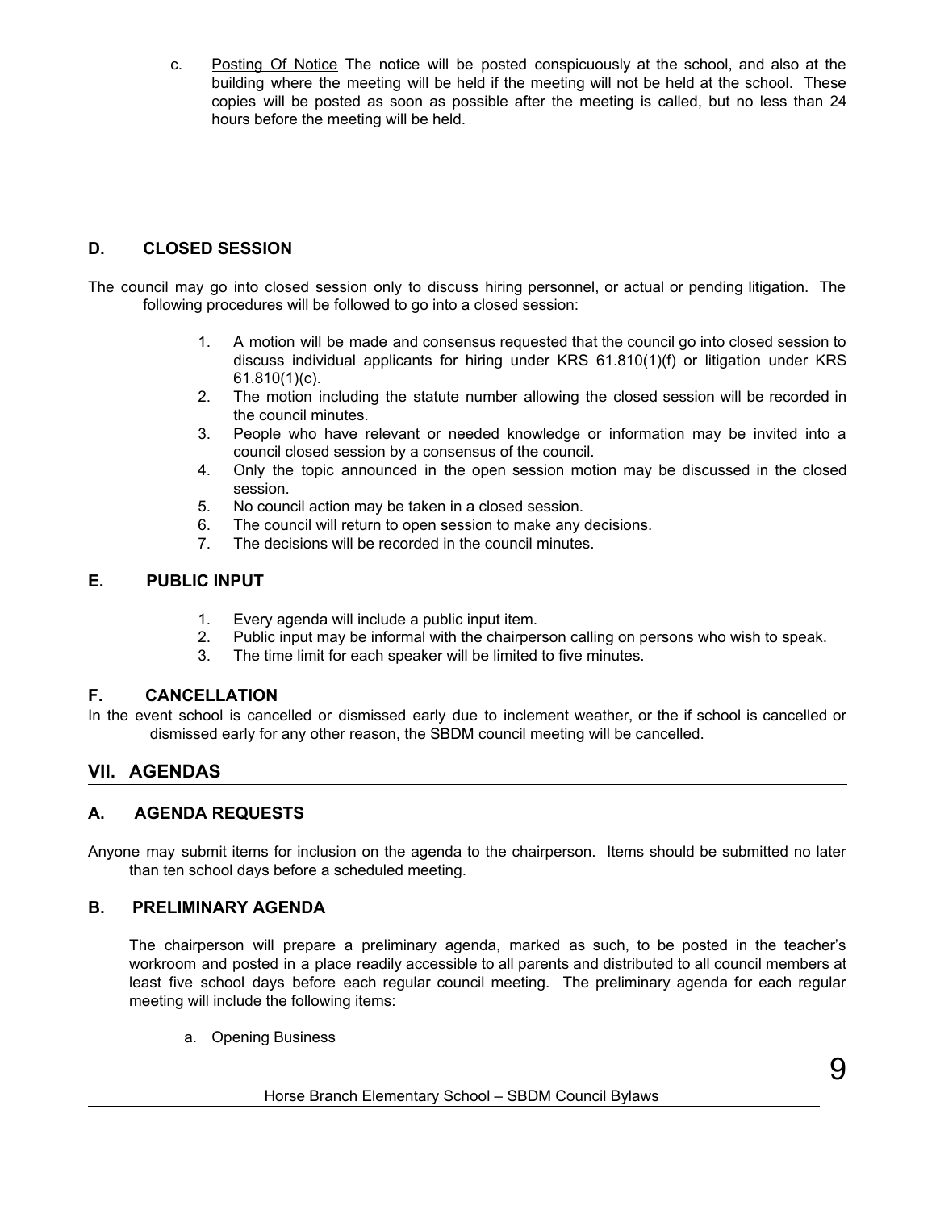c. Posting Of Notice The notice will be posted conspicuously at the school, and also at the building where the meeting will be held if the meeting will not be held at the school. These copies will be posted as soon as possible after the meeting is called, but no less than 24 hours before the meeting will be held.

### D. CLOSED SESSION

The council may go into closed session only to discuss hiring personnel, or actual or pending litigation. The following procedures will be followed to go into a closed session:

1. A motion will be made and consensus requested that the council go into closed session to discuss individual applicants for hiring under KRS 61.810(1)(f) or litigation under KRS 61.810(1)(c).
2. The motion including the statute number allowing the closed session will be recorded in the council minutes.
3. People who have relevant or needed knowledge or information may be invited into a council closed session by a consensus of the council.
4. Only the topic announced in the open session motion may be discussed in the closed session.
5. No council action may be taken in a closed session.
6. The council will return to open session to make any decisions.
7. The decisions will be recorded in the council minutes.

### E. PUBLIC INPUT

1. Every agenda will include a public input item.
2. Public input may be informal with the chairperson calling on persons who wish to speak.
3. The time limit for each speaker will be limited to five minutes.

### F. CANCELLATION

In the event school is cancelled or dismissed early due to inclement weather, or the if school is cancelled or dismissed early for any other reason, the SBDM council meeting will be cancelled.

## VII. AGENDAS

### A. AGENDA REQUESTS

Anyone may submit items for inclusion on the agenda to the chairperson. Items should be submitted no later than ten school days before a scheduled meeting.

### B. PRELIMINARY AGENDA

The chairperson will prepare a preliminary agenda, marked as such, to be posted in the teacher's workroom and posted in a place readily accessible to all parents and distributed to all council members at least five school days before each regular council meeting. The preliminary agenda for each regular meeting will include the following items:

a. Opening Business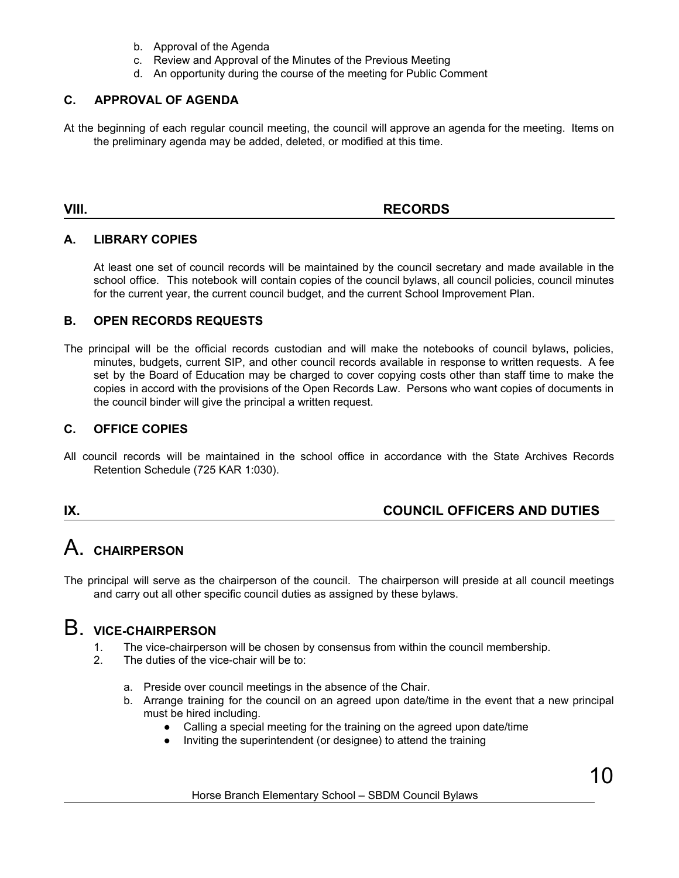b. Approval of the Agenda
c. Review and Approval of the Minutes of the Previous Meeting
d. An opportunity during the course of the meeting for Public Comment

### C. APPROVAL OF AGENDA

At the beginning of each regular council meeting, the council will approve an agenda for the meeting. Items on the preliminary agenda may be added, deleted, or modified at this time.

## VIII. RECORDS

### A. LIBRARY COPIES

At least one set of council records will be maintained by the council secretary and made available in the school office. This notebook will contain copies of the council bylaws, all council policies, council minutes for the current year, the current council budget, and the current School Improvement Plan.

### B. OPEN RECORDS REQUESTS

The principal will be the official records custodian and will make the notebooks of council bylaws, policies, minutes, budgets, current SIP, and other council records available in response to written requests. A fee set by the Board of Education may be charged to cover copying costs other than staff time to make the copies in accord with the provisions of the Open Records Law. Persons who want copies of documents in the council binder will give the principal a written request.

### C. OFFICE COPIES

All council records will be maintained in the school office in accordance with the State Archives Records Retention Schedule (725 KAR 1:030).

## IX. COUNCIL OFFICERS AND DUTIES

### A. CHAIRPERSON

The principal will serve as the chairperson of the council. The chairperson will preside at all council meetings and carry out all other specific council duties as assigned by these bylaws.

### B. VICE-CHAIRPERSON

1. The vice-chairperson will be chosen by consensus from within the council membership.
2. The duties of the vice-chair will be to:

   a. Preside over council meetings in the absence of the Chair.
   b. Arrange training for the council on an agreed upon date/time in the event that a new principal must be hired including.
      - Calling a special meeting for the training on the agreed upon date/time
      - Inviting the superintendent (or designee) to attend the training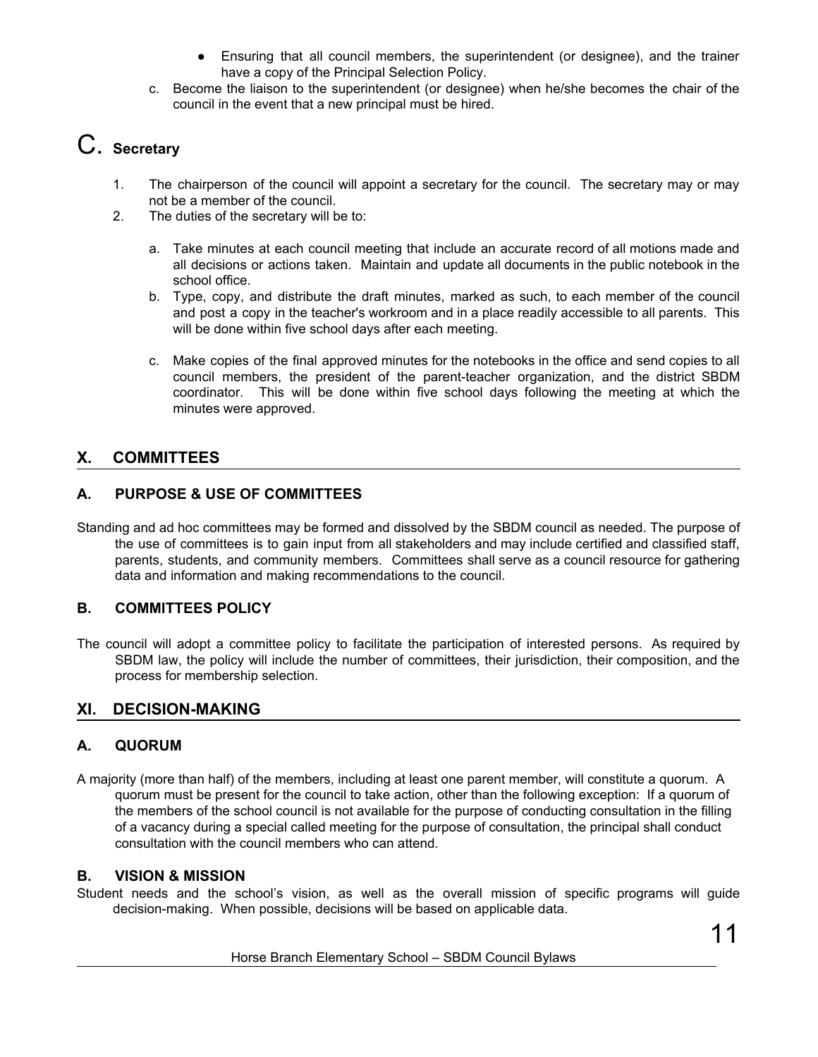- Ensuring that all council members, the superintendent (or designee), and the trainer have a copy of the Principal Selection Policy.

c. Become the liaison to the superintendent (or designee) when he/she becomes the chair of the council in the event that a new principal must be hired.

## C. Secretary

1. The chairperson of the council will appoint a secretary for the council. The secretary may or may not be a member of the council.
2. The duties of the secretary will be to:

   a. Take minutes at each council meeting that include an accurate record of all motions made and all decisions or actions taken. Maintain and update all documents in the public notebook in the school office.

   b. Type, copy, and distribute the draft minutes, marked as such, to each member of the council and post a copy in the teacher's workroom and in a place readily accessible to all parents. This will be done within five school days after each meeting.

   c. Make copies of the final approved minutes for the notebooks in the office and send copies to all council members, the president of the parent-teacher organization, and the district SBDM coordinator. This will be done within five school days following the meeting at which the minutes were approved.

## X. COMMITTEES

### A. PURPOSE & USE OF COMMITTEES

Standing and ad hoc committees may be formed and dissolved by the SBDM council as needed. The purpose of the use of committees is to gain input from all stakeholders and may include certified and classified staff, parents, students, and community members. Committees shall serve as a council resource for gathering data and information and making recommendations to the council.

### B. COMMITTEES POLICY

The council will adopt a committee policy to facilitate the participation of interested persons. As required by SBDM law, the policy will include the number of committees, their jurisdiction, their composition, and the process for membership selection.

## XI. DECISION-MAKING

### A. QUORUM

A majority (more than half) of the members, including at least one parent member, will constitute a quorum. A quorum must be present for the council to take action, other than the following exception: If a quorum of the members of the school council is not available for the purpose of conducting consultation in the filling of a vacancy during a special called meeting for the purpose of consultation, the principal shall conduct consultation with the council members who can attend.

### B. VISION & MISSION

Student needs and the school's vision, as well as the overall mission of specific programs will guide decision-making. When possible, decisions will be based on applicable data.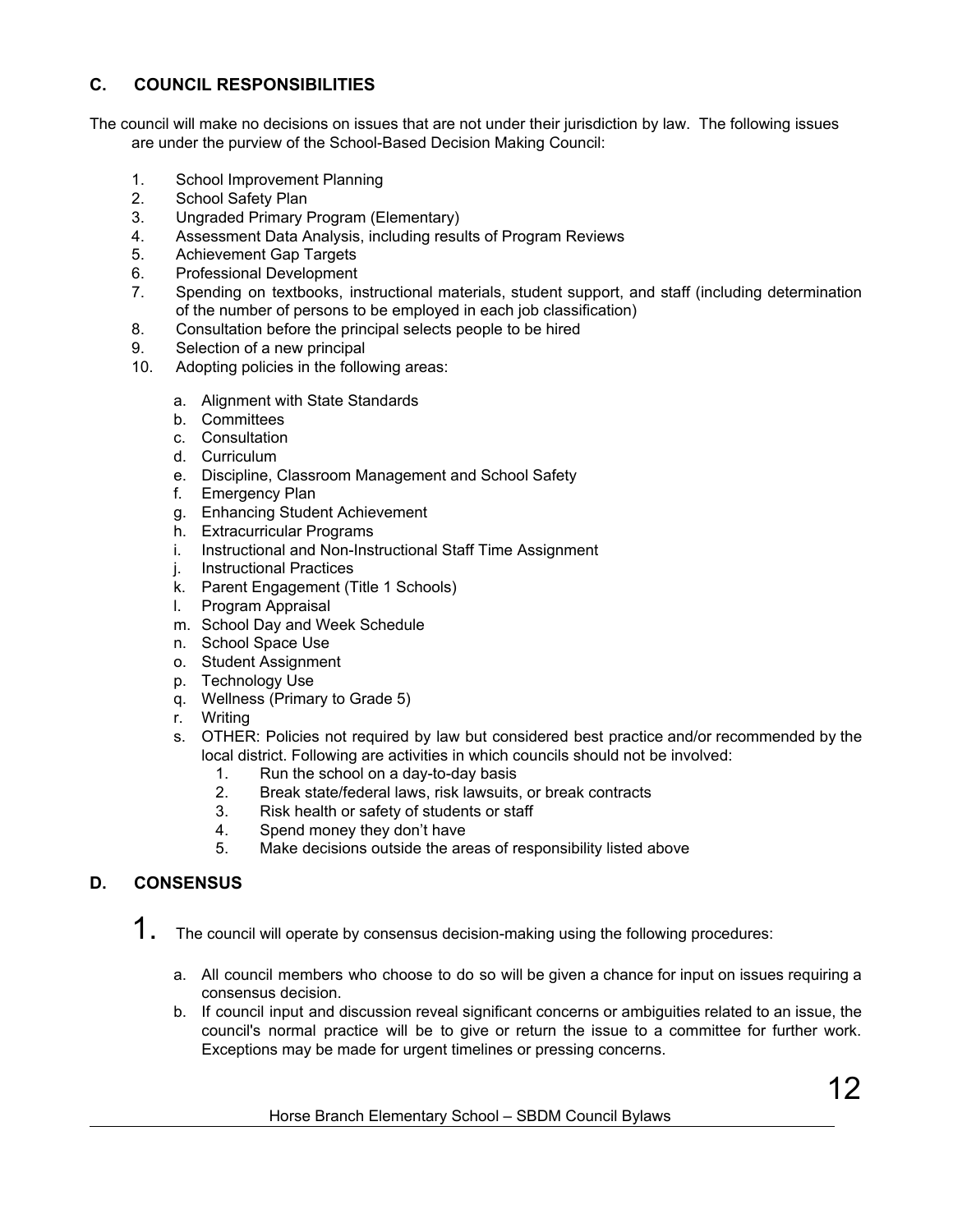## C. COUNCIL RESPONSIBILITIES

The council will make no decisions on issues that are not under their jurisdiction by law. The following issues are under the purview of the School-Based Decision Making Council:

1. School Improvement Planning
2. School Safety Plan
3. Ungraded Primary Program (Elementary)
4. Assessment Data Analysis, including results of Program Reviews
5. Achievement Gap Targets
6. Professional Development
7. Spending on textbooks, instructional materials, student support, and staff (including determination of the number of persons to be employed in each job classification)
8. Consultation before the principal selects people to be hired
9. Selection of a new principal
10. Adopting policies in the following areas:

    a. Alignment with State Standards
    b. Committees
    c. Consultation
    d. Curriculum
    e. Discipline, Classroom Management and School Safety
    f. Emergency Plan
    g. Enhancing Student Achievement
    h. Extracurricular Programs
    i. Instructional and Non-Instructional Staff Time Assignment
    j. Instructional Practices
    k. Parent Engagement (Title 1 Schools)
    l. Program Appraisal
    m. School Day and Week Schedule
    n. School Space Use
    o. Student Assignment
    p. Technology Use
    q. Wellness (Primary to Grade 5)
    r. Writing
    s. OTHER: Policies not required by law but considered best practice and/or recommended by the local district. Following are activities in which councils should not be involved:
        1. Run the school on a day-to-day basis
        2. Break state/federal laws, risk lawsuits, or break contracts
        3. Risk health or safety of students or staff
        4. Spend money they don't have
        5. Make decisions outside the areas of responsibility listed above

## D. CONSENSUS

1. The council will operate by consensus decision-making using the following procedures:

    a. All council members who choose to do so will be given a chance for input on issues requiring a consensus decision.
    b. If council input and discussion reveal significant concerns or ambiguities related to an issue, the council's normal practice will be to give or return the issue to a committee for further work. Exceptions may be made for urgent timelines or pressing concerns.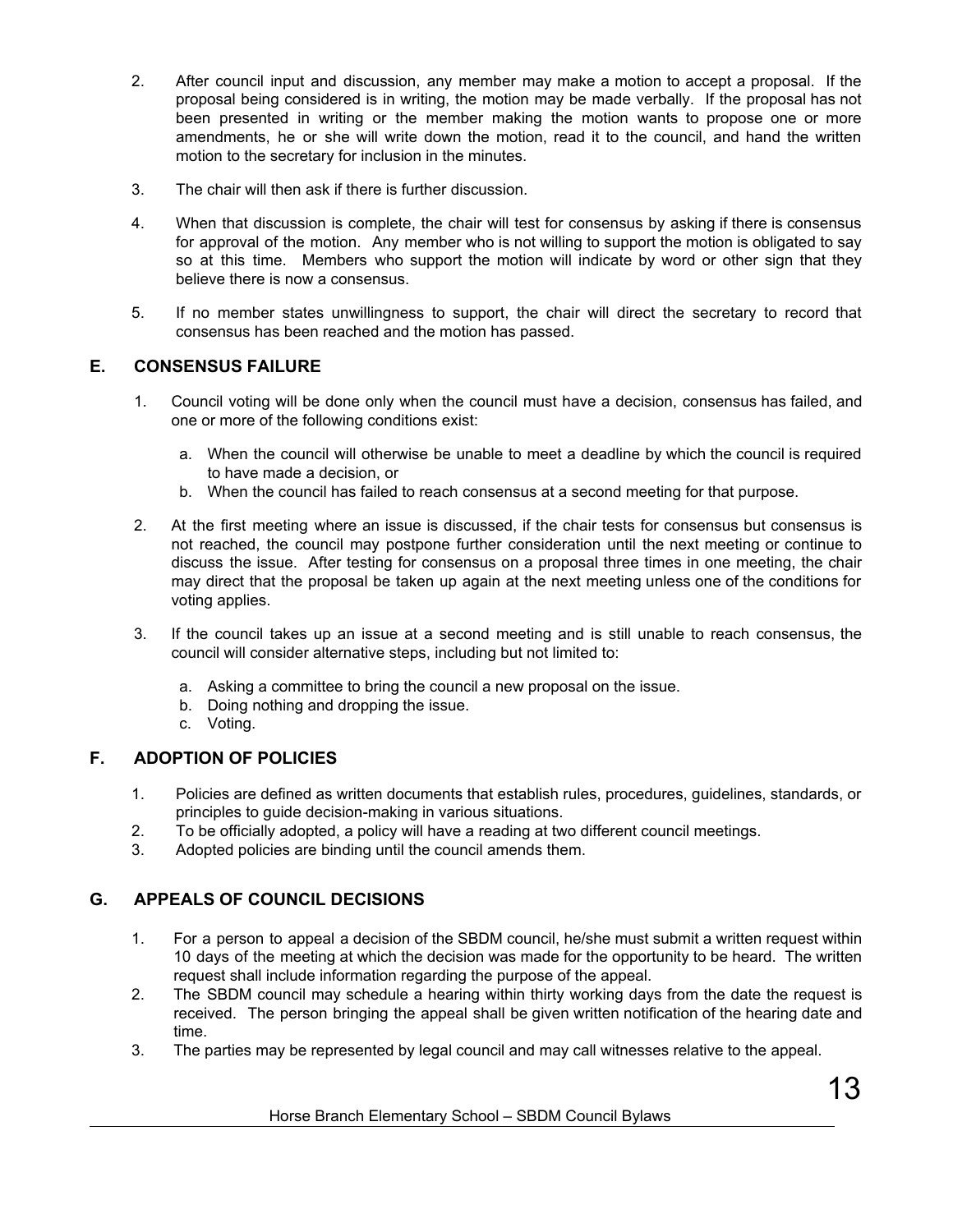2. After council input and discussion, any member may make a motion to accept a proposal. If the proposal being considered is in writing, the motion may be made verbally. If the proposal has not been presented in writing or the member making the motion wants to propose one or more amendments, he or she will write down the motion, read it to the council, and hand the written motion to the secretary for inclusion in the minutes.

3. The chair will then ask if there is further discussion.

4. When that discussion is complete, the chair will test for consensus by asking if there is consensus for approval of the motion. Any member who is not willing to support the motion is obligated to say so at this time. Members who support the motion will indicate by word or other sign that they believe there is now a consensus.

5. If no member states unwillingness to support, the chair will direct the secretary to record that consensus has been reached and the motion has passed.

## E. CONSENSUS FAILURE

1. Council voting will be done only when the council must have a decision, consensus has failed, and one or more of the following conditions exist:

   a. When the council will otherwise be unable to meet a deadline by which the council is required to have made a decision, or
   b. When the council has failed to reach consensus at a second meeting for that purpose.

2. At the first meeting where an issue is discussed, if the chair tests for consensus but consensus is not reached, the council may postpone further consideration until the next meeting or continue to discuss the issue. After testing for consensus on a proposal three times in one meeting, the chair may direct that the proposal be taken up again at the next meeting unless one of the conditions for voting applies.

3. If the council takes up an issue at a second meeting and is still unable to reach consensus, the council will consider alternative steps, including but not limited to:

   a. Asking a committee to bring the council a new proposal on the issue.
   b. Doing nothing and dropping the issue.
   c. Voting.

## F. ADOPTION OF POLICIES

1. Policies are defined as written documents that establish rules, procedures, guidelines, standards, or principles to guide decision-making in various situations.
2. To be officially adopted, a policy will have a reading at two different council meetings.
3. Adopted policies are binding until the council amends them.

## G. APPEALS OF COUNCIL DECISIONS

1. For a person to appeal a decision of the SBDM council, he/she must submit a written request within 10 days of the meeting at which the decision was made for the opportunity to be heard. The written request shall include information regarding the purpose of the appeal.
2. The SBDM council may schedule a hearing within thirty working days from the date the request is received. The person bringing the appeal shall be given written notification of the hearing date and time.
3. The parties may be represented by legal council and may call witnesses relative to the appeal.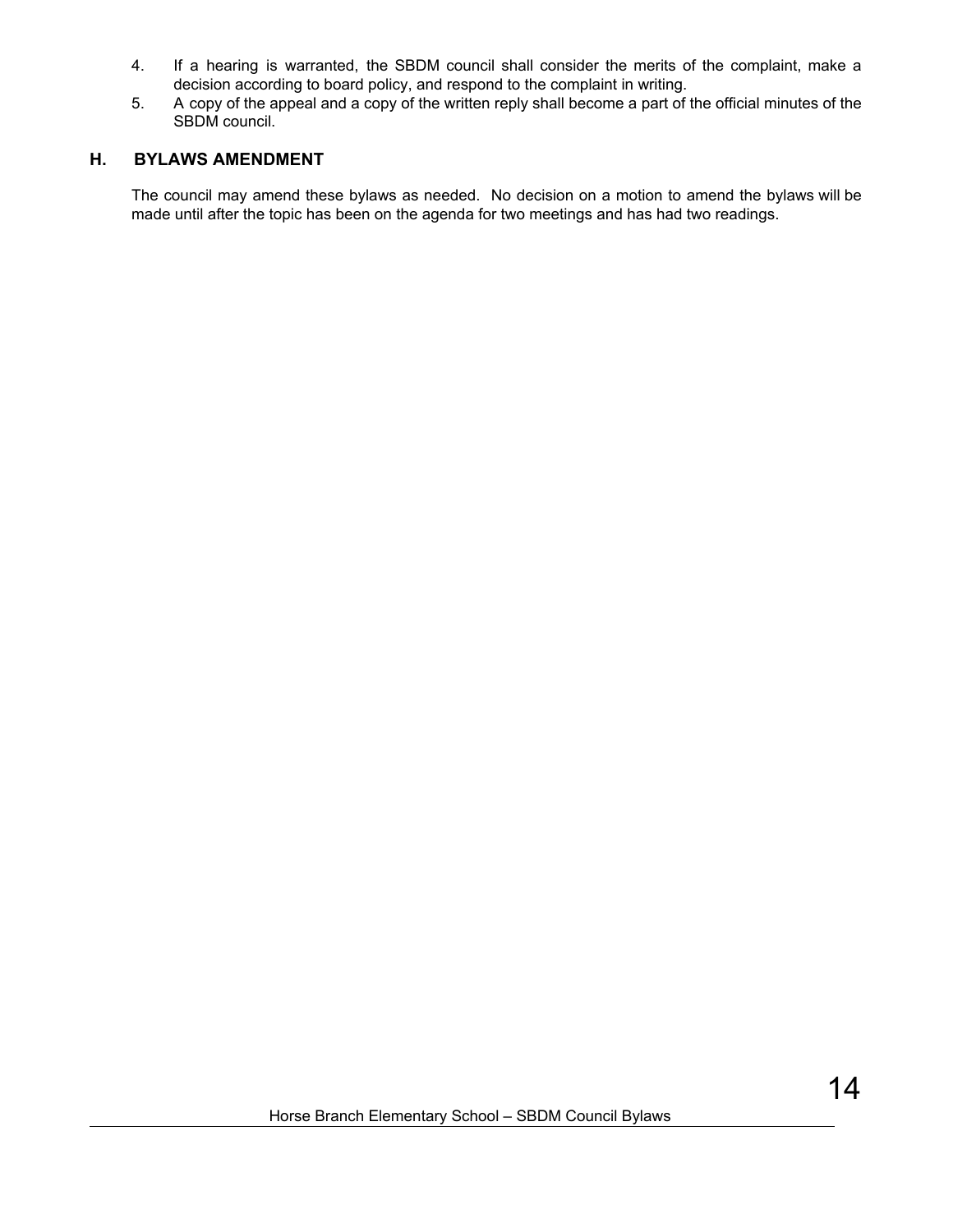4. If a hearing is warranted, the SBDM council shall consider the merits of the complaint, make a decision according to board policy, and respond to the complaint in writing.
5. A copy of the appeal and a copy of the written reply shall become a part of the official minutes of the SBDM council.

## H. BYLAWS AMENDMENT

The council may amend these bylaws as needed. No decision on a motion to amend the bylaws will be made until after the topic has been on the agenda for two meetings and has had two readings.